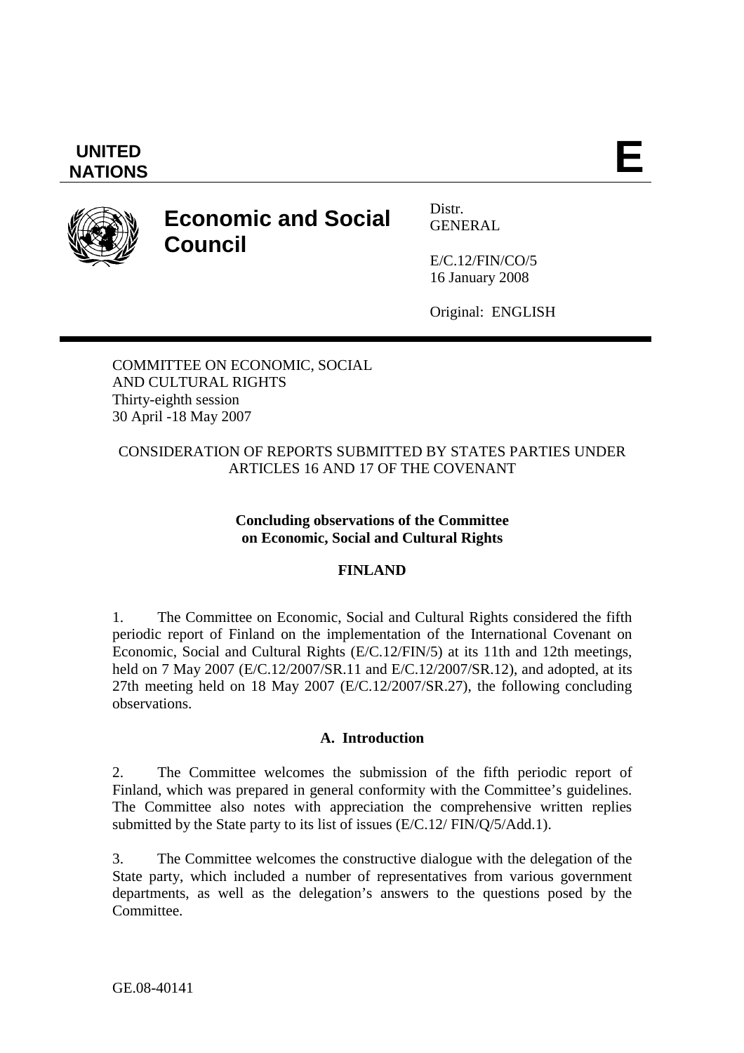**UNITED NATIONS**

**E**

# Economic and Social Council

Distr.
GENERAL

E/C.12/FIN/CO/5
16 January 2008

Original: ENGLISH

COMMITTEE ON ECONOMIC, SOCIAL AND CULTURAL RIGHTS
Thirty-eighth session
30 April -18 May 2007

CONSIDERATION OF REPORTS SUBMITTED BY STATES PARTIES UNDER ARTICLES 16 AND 17 OF THE COVENANT

## Concluding observations of the Committee on Economic, Social and Cultural Rights

## FINLAND

1. The Committee on Economic, Social and Cultural Rights considered the fifth periodic report of Finland on the implementation of the International Covenant on Economic, Social and Cultural Rights (E/C.12/FIN/5) at its 11th and 12th meetings, held on 7 May 2007 (E/C.12/2007/SR.11 and E/C.12/2007/SR.12), and adopted, at its 27th meeting held on 18 May 2007 (E/C.12/2007/SR.27), the following concluding observations.

### A. Introduction

2. The Committee welcomes the submission of the fifth periodic report of Finland, which was prepared in general conformity with the Committee's guidelines. The Committee also notes with appreciation the comprehensive written replies submitted by the State party to its list of issues (E/C.12/ FIN/Q/5/Add.1).

3. The Committee welcomes the constructive dialogue with the delegation of the State party, which included a number of representatives from various government departments, as well as the delegation's answers to the questions posed by the Committee.

GE.08-40141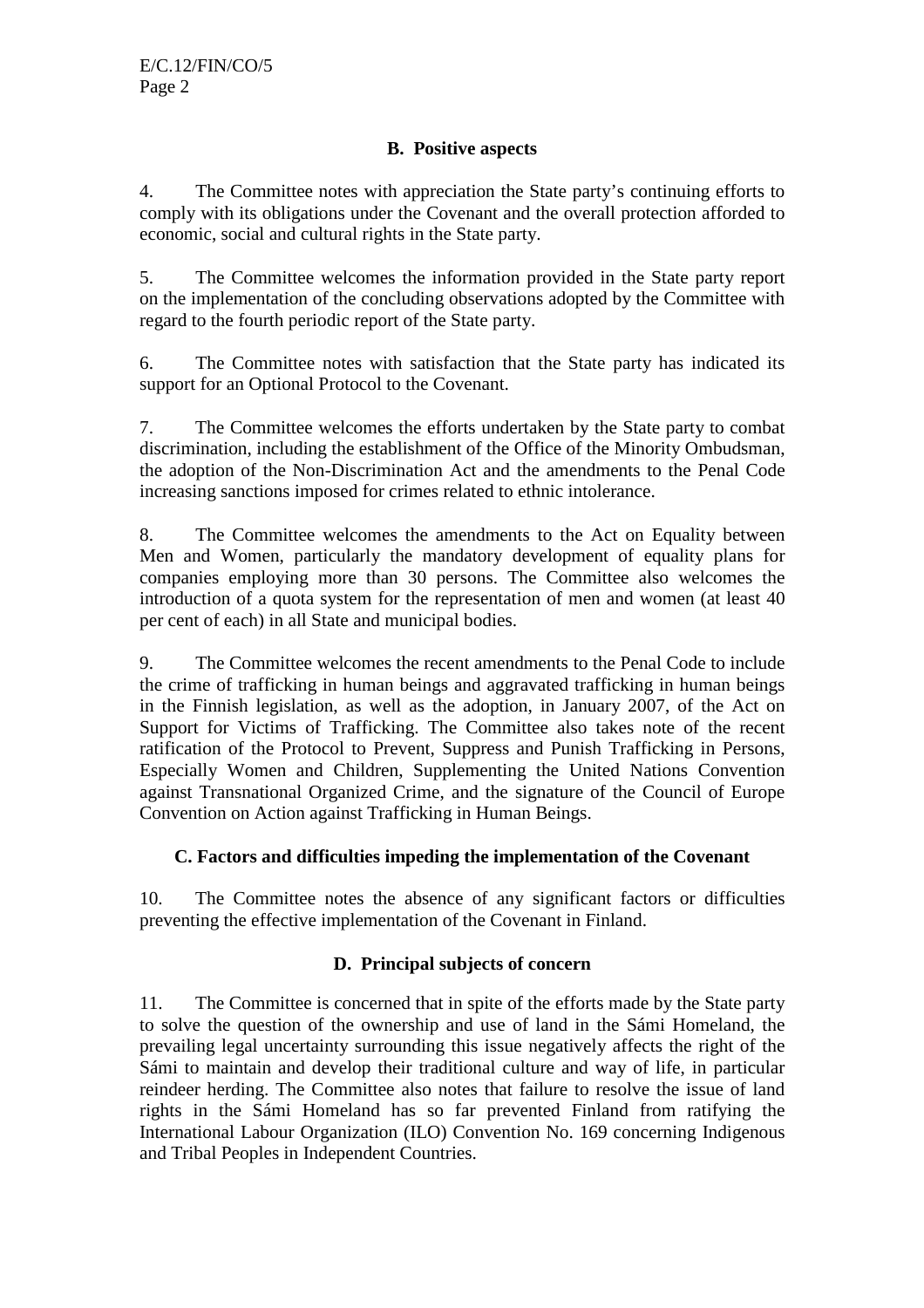## B. Positive aspects

4. The Committee notes with appreciation the State party's continuing efforts to comply with its obligations under the Covenant and the overall protection afforded to economic, social and cultural rights in the State party.

5. The Committee welcomes the information provided in the State party report on the implementation of the concluding observations adopted by the Committee with regard to the fourth periodic report of the State party.

6. The Committee notes with satisfaction that the State party has indicated its support for an Optional Protocol to the Covenant.

7. The Committee welcomes the efforts undertaken by the State party to combat discrimination, including the establishment of the Office of the Minority Ombudsman, the adoption of the Non-Discrimination Act and the amendments to the Penal Code increasing sanctions imposed for crimes related to ethnic intolerance.

8. The Committee welcomes the amendments to the Act on Equality between Men and Women, particularly the mandatory development of equality plans for companies employing more than 30 persons. The Committee also welcomes the introduction of a quota system for the representation of men and women (at least 40 per cent of each) in all State and municipal bodies.

9. The Committee welcomes the recent amendments to the Penal Code to include the crime of trafficking in human beings and aggravated trafficking in human beings in the Finnish legislation, as well as the adoption, in January 2007, of the Act on Support for Victims of Trafficking. The Committee also takes note of the recent ratification of the Protocol to Prevent, Suppress and Punish Trafficking in Persons, Especially Women and Children, Supplementing the United Nations Convention against Transnational Organized Crime, and the signature of the Council of Europe Convention on Action against Trafficking in Human Beings.

## C. Factors and difficulties impeding the implementation of the Covenant

10. The Committee notes the absence of any significant factors or difficulties preventing the effective implementation of the Covenant in Finland.

## D. Principal subjects of concern

11. The Committee is concerned that in spite of the efforts made by the State party to solve the question of the ownership and use of land in the Sámi Homeland, the prevailing legal uncertainty surrounding this issue negatively affects the right of the Sámi to maintain and develop their traditional culture and way of life, in particular reindeer herding. The Committee also notes that failure to resolve the issue of land rights in the Sámi Homeland has so far prevented Finland from ratifying the International Labour Organization (ILO) Convention No. 169 concerning Indigenous and Tribal Peoples in Independent Countries.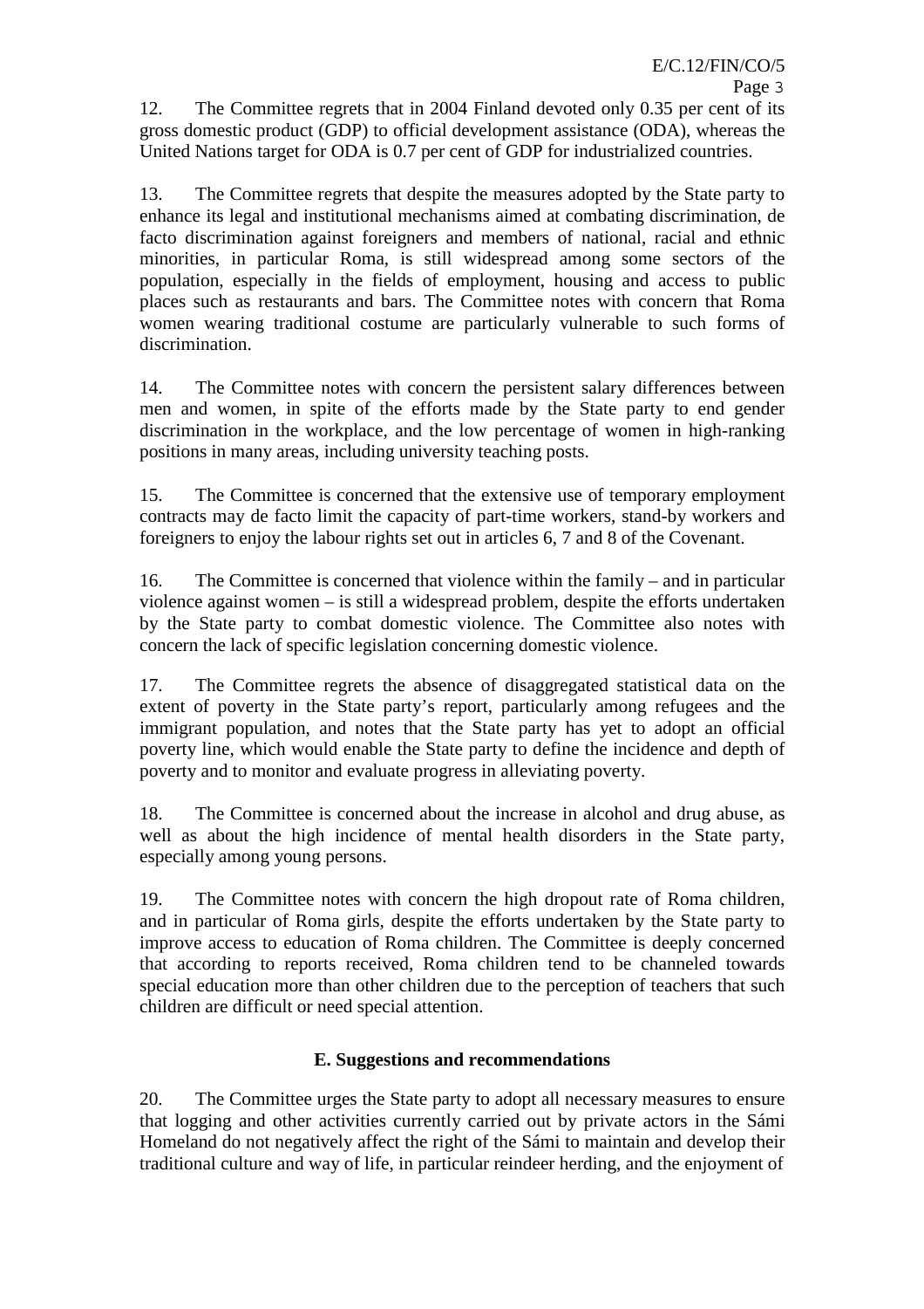12. The Committee regrets that in 2004 Finland devoted only 0.35 per cent of its gross domestic product (GDP) to official development assistance (ODA), whereas the United Nations target for ODA is 0.7 per cent of GDP for industrialized countries.

13. The Committee regrets that despite the measures adopted by the State party to enhance its legal and institutional mechanisms aimed at combating discrimination, de facto discrimination against foreigners and members of national, racial and ethnic minorities, in particular Roma, is still widespread among some sectors of the population, especially in the fields of employment, housing and access to public places such as restaurants and bars. The Committee notes with concern that Roma women wearing traditional costume are particularly vulnerable to such forms of discrimination.

14. The Committee notes with concern the persistent salary differences between men and women, in spite of the efforts made by the State party to end gender discrimination in the workplace, and the low percentage of women in high-ranking positions in many areas, including university teaching posts.

15. The Committee is concerned that the extensive use of temporary employment contracts may de facto limit the capacity of part-time workers, stand-by workers and foreigners to enjoy the labour rights set out in articles 6, 7 and 8 of the Covenant.

16. The Committee is concerned that violence within the family – and in particular violence against women – is still a widespread problem, despite the efforts undertaken by the State party to combat domestic violence. The Committee also notes with concern the lack of specific legislation concerning domestic violence.

17. The Committee regrets the absence of disaggregated statistical data on the extent of poverty in the State party's report, particularly among refugees and the immigrant population, and notes that the State party has yet to adopt an official poverty line, which would enable the State party to define the incidence and depth of poverty and to monitor and evaluate progress in alleviating poverty.

18. The Committee is concerned about the increase in alcohol and drug abuse, as well as about the high incidence of mental health disorders in the State party, especially among young persons.

19. The Committee notes with concern the high dropout rate of Roma children, and in particular of Roma girls, despite the efforts undertaken by the State party to improve access to education of Roma children. The Committee is deeply concerned that according to reports received, Roma children tend to be channeled towards special education more than other children due to the perception of teachers that such children are difficult or need special attention.

## E. Suggestions and recommendations

20. The Committee urges the State party to adopt all necessary measures to ensure that logging and other activities currently carried out by private actors in the Sámi Homeland do not negatively affect the right of the Sámi to maintain and develop their traditional culture and way of life, in particular reindeer herding, and the enjoyment of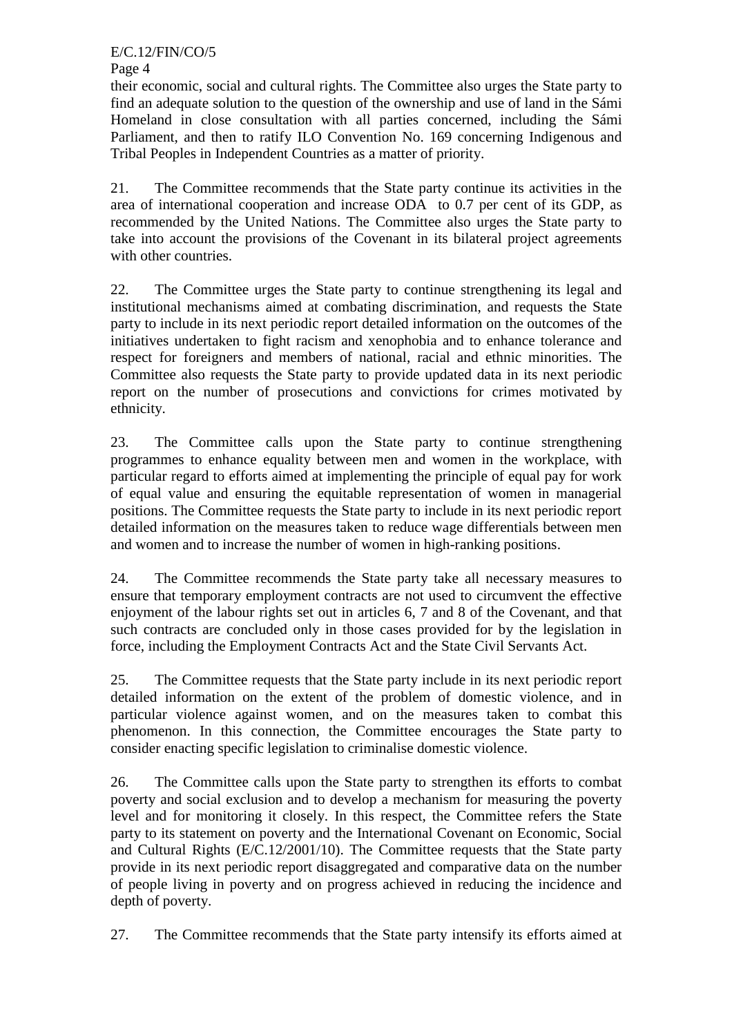their economic, social and cultural rights. The Committee also urges the State party to find an adequate solution to the question of the ownership and use of land in the Sámi Homeland in close consultation with all parties concerned, including the Sámi Parliament, and then to ratify ILO Convention No. 169 concerning Indigenous and Tribal Peoples in Independent Countries as a matter of priority.

21. The Committee recommends that the State party continue its activities in the area of international cooperation and increase ODA to 0.7 per cent of its GDP, as recommended by the United Nations. The Committee also urges the State party to take into account the provisions of the Covenant in its bilateral project agreements with other countries.

22. The Committee urges the State party to continue strengthening its legal and institutional mechanisms aimed at combating discrimination, and requests the State party to include in its next periodic report detailed information on the outcomes of the initiatives undertaken to fight racism and xenophobia and to enhance tolerance and respect for foreigners and members of national, racial and ethnic minorities. The Committee also requests the State party to provide updated data in its next periodic report on the number of prosecutions and convictions for crimes motivated by ethnicity.

23. The Committee calls upon the State party to continue strengthening programmes to enhance equality between men and women in the workplace, with particular regard to efforts aimed at implementing the principle of equal pay for work of equal value and ensuring the equitable representation of women in managerial positions. The Committee requests the State party to include in its next periodic report detailed information on the measures taken to reduce wage differentials between men and women and to increase the number of women in high-ranking positions.

24. The Committee recommends the State party take all necessary measures to ensure that temporary employment contracts are not used to circumvent the effective enjoyment of the labour rights set out in articles 6, 7 and 8 of the Covenant, and that such contracts are concluded only in those cases provided for by the legislation in force, including the Employment Contracts Act and the State Civil Servants Act.

25. The Committee requests that the State party include in its next periodic report detailed information on the extent of the problem of domestic violence, and in particular violence against women, and on the measures taken to combat this phenomenon. In this connection, the Committee encourages the State party to consider enacting specific legislation to criminalise domestic violence.

26. The Committee calls upon the State party to strengthen its efforts to combat poverty and social exclusion and to develop a mechanism for measuring the poverty level and for monitoring it closely. In this respect, the Committee refers the State party to its statement on poverty and the International Covenant on Economic, Social and Cultural Rights (E/C.12/2001/10). The Committee requests that the State party provide in its next periodic report disaggregated and comparative data on the number of people living in poverty and on progress achieved in reducing the incidence and depth of poverty.

27. The Committee recommends that the State party intensify its efforts aimed at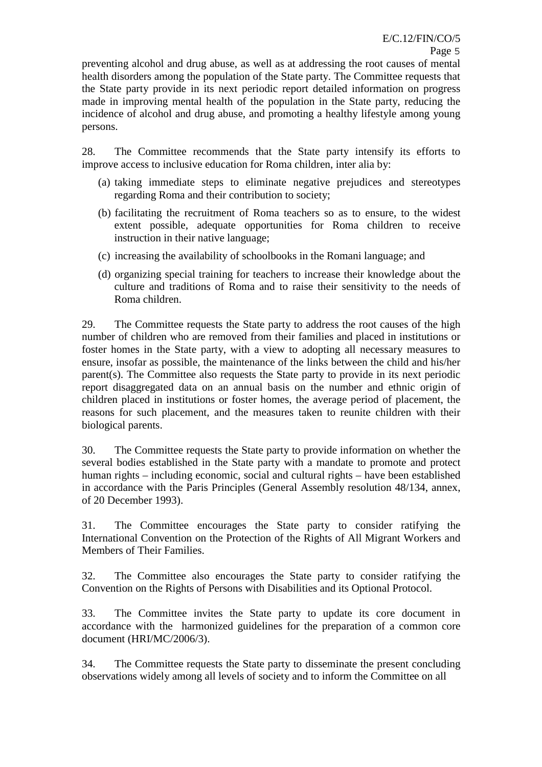preventing alcohol and drug abuse, as well as at addressing the root causes of mental health disorders among the population of the State party. The Committee requests that the State party provide in its next periodic report detailed information on progress made in improving mental health of the population in the State party, reducing the incidence of alcohol and drug abuse, and promoting a healthy lifestyle among young persons.

28. The Committee recommends that the State party intensify its efforts to improve access to inclusive education for Roma children, inter alia by:

(a) taking immediate steps to eliminate negative prejudices and stereotypes regarding Roma and their contribution to society;

(b) facilitating the recruitment of Roma teachers so as to ensure, to the widest extent possible, adequate opportunities for Roma children to receive instruction in their native language;

(c) increasing the availability of schoolbooks in the Romani language; and

(d) organizing special training for teachers to increase their knowledge about the culture and traditions of Roma and to raise their sensitivity to the needs of Roma children.

29. The Committee requests the State party to address the root causes of the high number of children who are removed from their families and placed in institutions or foster homes in the State party, with a view to adopting all necessary measures to ensure, insofar as possible, the maintenance of the links between the child and his/her parent(s). The Committee also requests the State party to provide in its next periodic report disaggregated data on an annual basis on the number and ethnic origin of children placed in institutions or foster homes, the average period of placement, the reasons for such placement, and the measures taken to reunite children with their biological parents.

30. The Committee requests the State party to provide information on whether the several bodies established in the State party with a mandate to promote and protect human rights – including economic, social and cultural rights – have been established in accordance with the Paris Principles (General Assembly resolution 48/134, annex, of 20 December 1993).

31. The Committee encourages the State party to consider ratifying the International Convention on the Protection of the Rights of All Migrant Workers and Members of Their Families.

32. The Committee also encourages the State party to consider ratifying the Convention on the Rights of Persons with Disabilities and its Optional Protocol.

33. The Committee invites the State party to update its core document in accordance with the harmonized guidelines for the preparation of a common core document (HRI/MC/2006/3).

34. The Committee requests the State party to disseminate the present concluding observations widely among all levels of society and to inform the Committee on all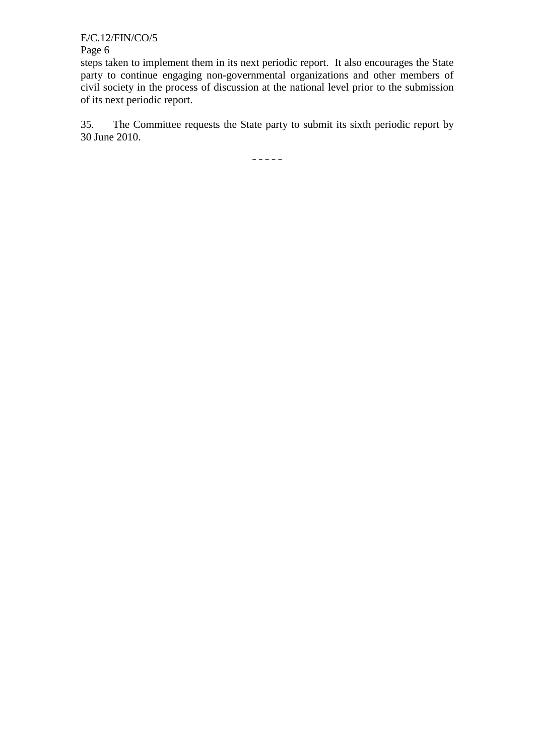steps taken to implement them in its next periodic report. It also encourages the State party to continue engaging non-governmental organizations and other members of civil society in the process of discussion at the national level prior to the submission of its next periodic report.

35. The Committee requests the State party to submit its sixth periodic report by 30 June 2010.

- - - - -